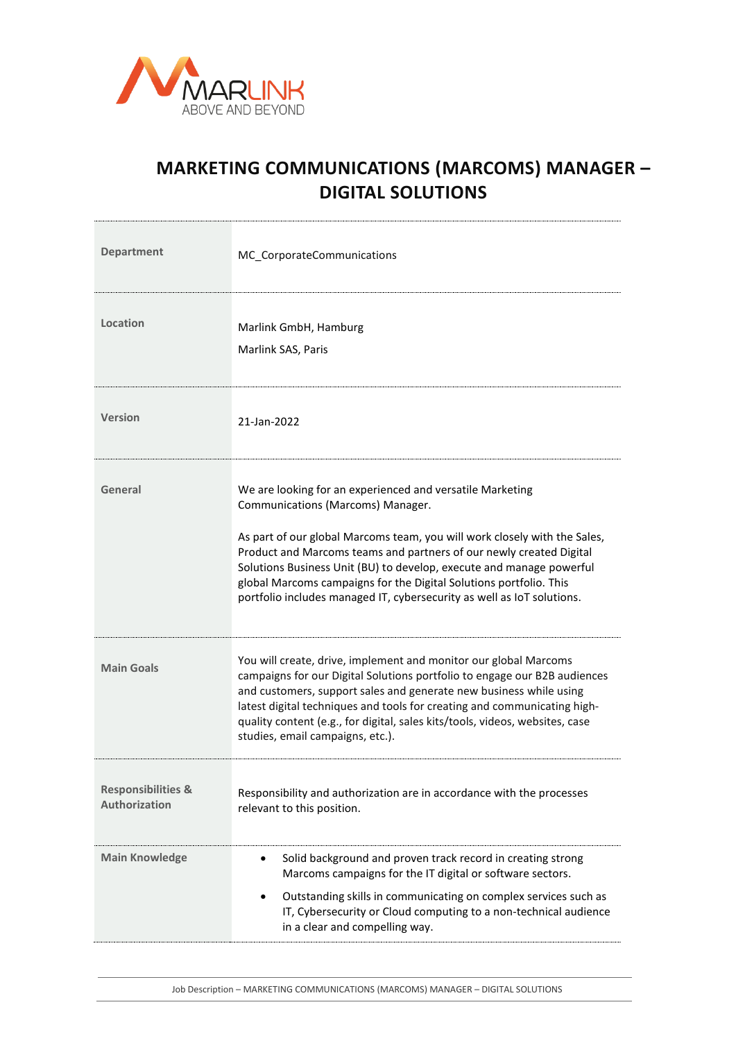# MARKETING COMMUNICATIONS (MARCOMS) MANAGER – DIGITAL SOLUTIONS

| | |
|---|---|
| **Department** | MC_CorporateCommunications |
| **Location** | Marlink GmbH, Hamburg<br>Marlink SAS, Paris |
| **Version** | 21-Jan-2022 |
| **General** | We are looking for an experienced and versatile Marketing Communications (Marcoms) Manager.<br><br>As part of our global Marcoms team, you will work closely with the Sales, Product and Marcoms teams and partners of our newly created Digital Solutions Business Unit (BU) to develop, execute and manage powerful global Marcoms campaigns for the Digital Solutions portfolio. This portfolio includes managed IT, cybersecurity as well as IoT solutions. |
| **Main Goals** | You will create, drive, implement and monitor our global Marcoms campaigns for our Digital Solutions portfolio to engage our B2B audiences and customers, support sales and generate new business while using latest digital techniques and tools for creating and communicating high-quality content (e.g., for digital, sales kits/tools, videos, websites, case studies, email campaigns, etc.). |
| **Responsibilities & Authorization** | Responsibility and authorization are in accordance with the processes relevant to this position. |
| **Main Knowledge** | • Solid background and proven track record in creating strong Marcoms campaigns for the IT digital or software sectors.<br>• Outstanding skills in communicating on complex services such as IT, Cybersecurity or Cloud computing to a non-technical audience in a clear and compelling way. |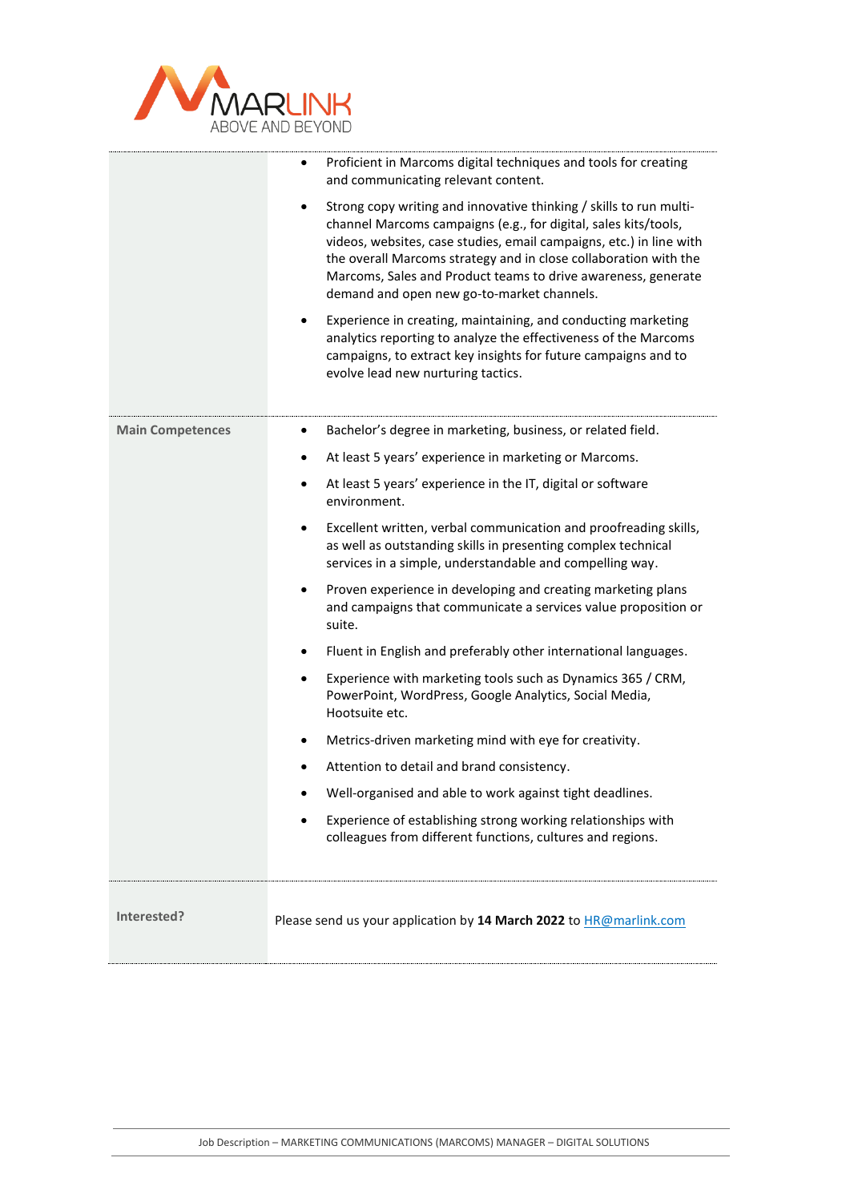| | |
|---|---|
| | • Proficient in Marcoms digital techniques and tools for creating and communicating relevant content.<br>• Strong copy writing and innovative thinking / skills to run multi-channel Marcoms campaigns (e.g., for digital, sales kits/tools, videos, websites, case studies, email campaigns, etc.) in line with the overall Marcoms strategy and in close collaboration with the Marcoms, Sales and Product teams to drive awareness, generate demand and open new go-to-market channels.<br>• Experience in creating, maintaining, and conducting marketing analytics reporting to analyze the effectiveness of the Marcoms campaigns, to extract key insights for future campaigns and to evolve lead new nurturing tactics. |
| **Main Competences** | • Bachelor's degree in marketing, business, or related field.<br>• At least 5 years' experience in marketing or Marcoms.<br>• At least 5 years' experience in the IT, digital or software environment.<br>• Excellent written, verbal communication and proofreading skills, as well as outstanding skills in presenting complex technical services in a simple, understandable and compelling way.<br>• Proven experience in developing and creating marketing plans and campaigns that communicate a services value proposition or suite.<br>• Fluent in English and preferably other international languages.<br>• Experience with marketing tools such as Dynamics 365 / CRM, PowerPoint, WordPress, Google Analytics, Social Media, Hootsuite etc.<br>• Metrics-driven marketing mind with eye for creativity.<br>• Attention to detail and brand consistency.<br>• Well-organised and able to work against tight deadlines.<br>• Experience of establishing strong working relationships with colleagues from different functions, cultures and regions. |
| **Interested?** | Please send us your application by **14 March 2022** to HR@marlink.com |